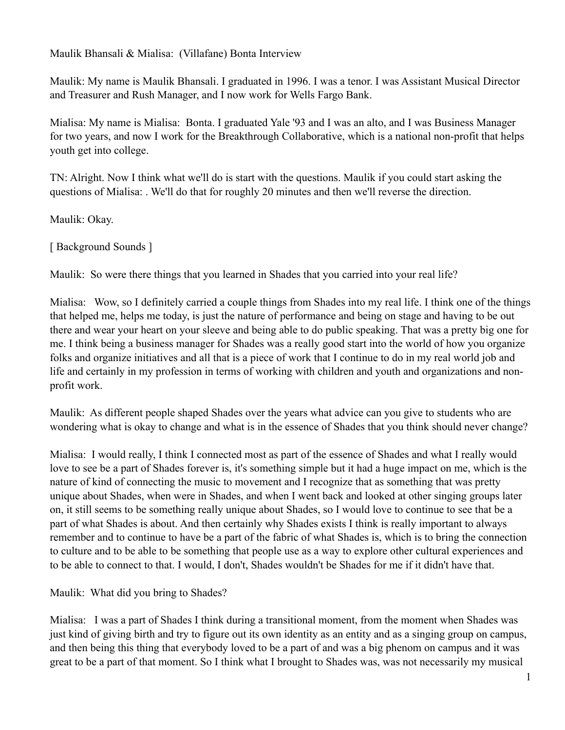Maulik Bhansali & Mialisa:  (Villafane) Bonta Interview

Maulik: My name is Maulik Bhansali. I graduated in 1996. I was a tenor. I was Assistant Musical Director and Treasurer and Rush Manager, and I now work for Wells Fargo Bank.

Mialisa: My name is Mialisa:  Bonta. I graduated Yale '93 and I was an alto, and I was Business Manager for two years, and now I work for the Breakthrough Collaborative, which is a national non-profit that helps youth get into college.

TN: Alright. Now I think what we'll do is start with the questions. Maulik if you could start asking the questions of Mialisa: . We'll do that for roughly 20 minutes and then we'll reverse the direction.

Maulik: Okay.

[ Background Sounds ]

Maulik:  So were there things that you learned in Shades that you carried into your real life?

Mialisa:   Wow, so I definitely carried a couple things from Shades into my real life. I think one of the things that helped me, helps me today, is just the nature of performance and being on stage and having to be out there and wear your heart on your sleeve and being able to do public speaking. That was a pretty big one for me. I think being a business manager for Shades was a really good start into the world of how you organize folks and organize initiatives and all that is a piece of work that I continue to do in my real world job and life and certainly in my profession in terms of working with children and youth and organizations and non-profit work.

Maulik:  As different people shaped Shades over the years what advice can you give to students who are wondering what is okay to change and what is in the essence of Shades that you think should never change?

Mialisa:  I would really, I think I connected most as part of the essence of Shades and what I really would love to see be a part of Shades forever is, it's something simple but it had a huge impact on me, which is the nature of kind of connecting the music to movement and I recognize that as something that was pretty unique about Shades, when were in Shades, and when I went back and looked at other singing groups later on, it still seems to be something really unique about Shades, so I would love to continue to see that be a part of what Shades is about. And then certainly why Shades exists I think is really important to always remember and to continue to have be a part of the fabric of what Shades is, which is to bring the connection to culture and to be able to be something that people use as a way to explore other cultural experiences and to be able to connect to that. I would, I don't, Shades wouldn't be Shades for me if it didn't have that.

Maulik:  What did you bring to Shades?

Mialisa:   I was a part of Shades I think during a transitional moment, from the moment when Shades was just kind of giving birth and try to figure out its own identity as an entity and as a singing group on campus, and then being this thing that everybody loved to be a part of and was a big phenom on campus and it was great to be a part of that moment. So I think what I brought to Shades was, was not necessarily my musical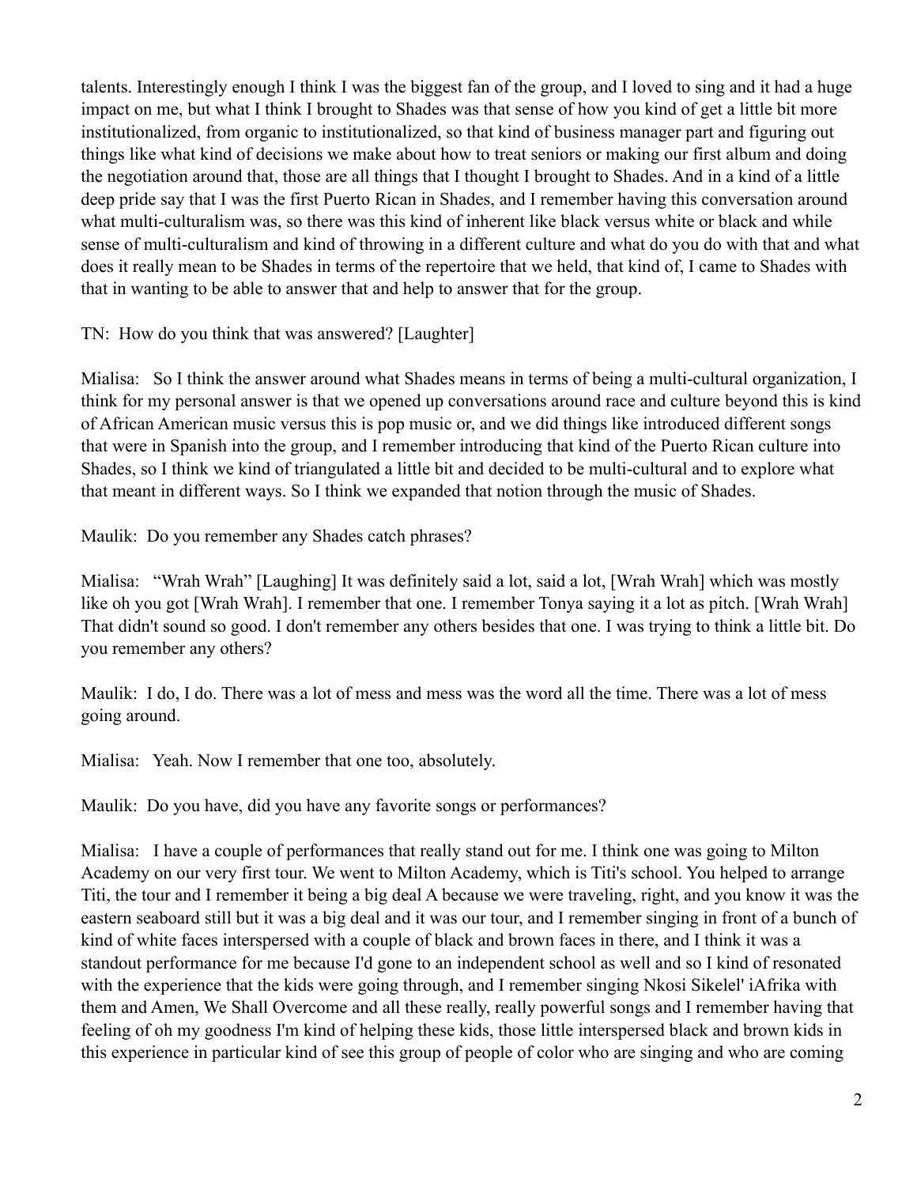talents. Interestingly enough I think I was the biggest fan of the group, and I loved to sing and it had a huge impact on me, but what I think I brought to Shades was that sense of how you kind of get a little bit more institutionalized, from organic to institutionalized, so that kind of business manager part and figuring out things like what kind of decisions we make about how to treat seniors or making our first album and doing the negotiation around that, those are all things that I thought I brought to Shades. And in a kind of a little deep pride say that I was the first Puerto Rican in Shades, and I remember having this conversation around what multi-culturalism was, so there was this kind of inherent like black versus white or black and while sense of multi-culturalism and kind of throwing in a different culture and what do you do with that and what does it really mean to be Shades in terms of the repertoire that we held, that kind of, I came to Shades with that in wanting to be able to answer that and help to answer that for the group.

TN: How do you think that was answered? [Laughter]

Mialisa: So I think the answer around what Shades means in terms of being a multi-cultural organization, I think for my personal answer is that we opened up conversations around race and culture beyond this is kind of African American music versus this is pop music or, and we did things like introduced different songs that were in Spanish into the group, and I remember introducing that kind of the Puerto Rican culture into Shades, so I think we kind of triangulated a little bit and decided to be multi-cultural and to explore what that meant in different ways. So I think we expanded that notion through the music of Shades.

Maulik: Do you remember any Shades catch phrases?

Mialisa: "Wrah Wrah" [Laughing] It was definitely said a lot, said a lot, [Wrah Wrah] which was mostly like oh you got [Wrah Wrah]. I remember that one. I remember Tonya saying it a lot as pitch. [Wrah Wrah] That didn't sound so good. I don't remember any others besides that one. I was trying to think a little bit. Do you remember any others?

Maulik: I do, I do. There was a lot of mess and mess was the word all the time. There was a lot of mess going around.

Mialisa: Yeah. Now I remember that one too, absolutely.

Maulik: Do you have, did you have any favorite songs or performances?

Mialisa: I have a couple of performances that really stand out for me. I think one was going to Milton Academy on our very first tour. We went to Milton Academy, which is Titi's school. You helped to arrange Titi, the tour and I remember it being a big deal A because we were traveling, right, and you know it was the eastern seaboard still but it was a big deal and it was our tour, and I remember singing in front of a bunch of kind of white faces interspersed with a couple of black and brown faces in there, and I think it was a standout performance for me because I'd gone to an independent school as well and so I kind of resonated with the experience that the kids were going through, and I remember singing Nkosi Sikelel' iAfrika with them and Amen, We Shall Overcome and all these really, really powerful songs and I remember having that feeling of oh my goodness I'm kind of helping these kids, those little interspersed black and brown kids in this experience in particular kind of see this group of people of color who are singing and who are coming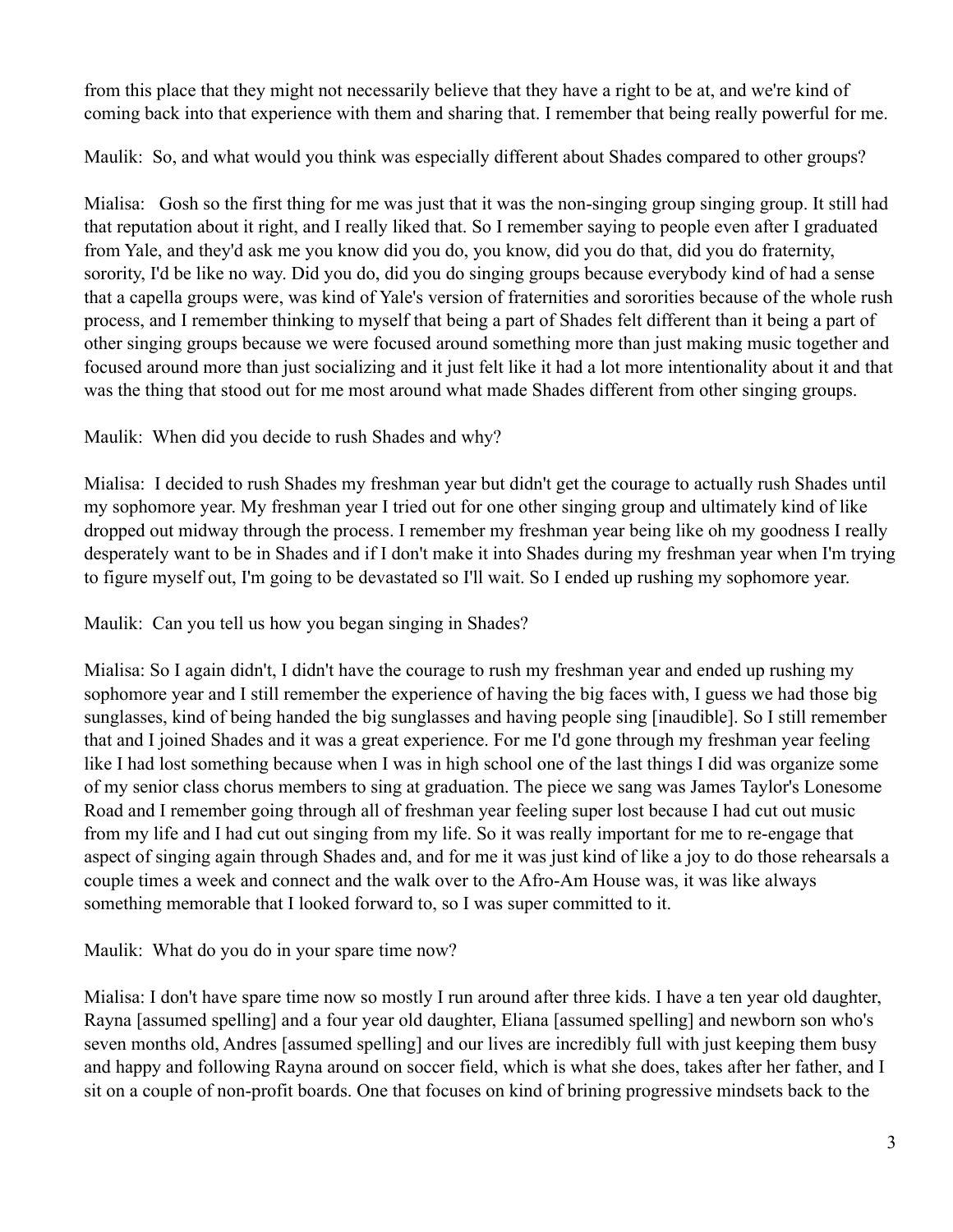from this place that they might not necessarily believe that they have a right to be at, and we're kind of coming back into that experience with them and sharing that. I remember that being really powerful for me.

Maulik: So, and what would you think was especially different about Shades compared to other groups?

Mialisa: Gosh so the first thing for me was just that it was the non-singing group singing group. It still had that reputation about it right, and I really liked that. So I remember saying to people even after I graduated from Yale, and they'd ask me you know did you do, you know, did you do that, did you do fraternity, sorority, I'd be like no way. Did you do, did you do singing groups because everybody kind of had a sense that a capella groups were, was kind of Yale's version of fraternities and sororities because of the whole rush process, and I remember thinking to myself that being a part of Shades felt different than it being a part of other singing groups because we were focused around something more than just making music together and focused around more than just socializing and it just felt like it had a lot more intentionality about it and that was the thing that stood out for me most around what made Shades different from other singing groups.

Maulik: When did you decide to rush Shades and why?

Mialisa: I decided to rush Shades my freshman year but didn't get the courage to actually rush Shades until my sophomore year. My freshman year I tried out for one other singing group and ultimately kind of like dropped out midway through the process. I remember my freshman year being like oh my goodness I really desperately want to be in Shades and if I don't make it into Shades during my freshman year when I'm trying to figure myself out, I'm going to be devastated so I'll wait. So I ended up rushing my sophomore year.

Maulik: Can you tell us how you began singing in Shades?

Mialisa: So I again didn't, I didn't have the courage to rush my freshman year and ended up rushing my sophomore year and I still remember the experience of having the big faces with, I guess we had those big sunglasses, kind of being handed the big sunglasses and having people sing [inaudible]. So I still remember that and I joined Shades and it was a great experience. For me I'd gone through my freshman year feeling like I had lost something because when I was in high school one of the last things I did was organize some of my senior class chorus members to sing at graduation. The piece we sang was James Taylor's Lonesome Road and I remember going through all of freshman year feeling super lost because I had cut out music from my life and I had cut out singing from my life. So it was really important for me to re-engage that aspect of singing again through Shades and, and for me it was just kind of like a joy to do those rehearsals a couple times a week and connect and the walk over to the Afro-Am House was, it was like always something memorable that I looked forward to, so I was super committed to it.

Maulik: What do you do in your spare time now?

Mialisa: I don't have spare time now so mostly I run around after three kids. I have a ten year old daughter, Rayna [assumed spelling] and a four year old daughter, Eliana [assumed spelling] and newborn son who's seven months old, Andres [assumed spelling] and our lives are incredibly full with just keeping them busy and happy and following Rayna around on soccer field, which is what she does, takes after her father, and I sit on a couple of non-profit boards. One that focuses on kind of brining progressive mindsets back to the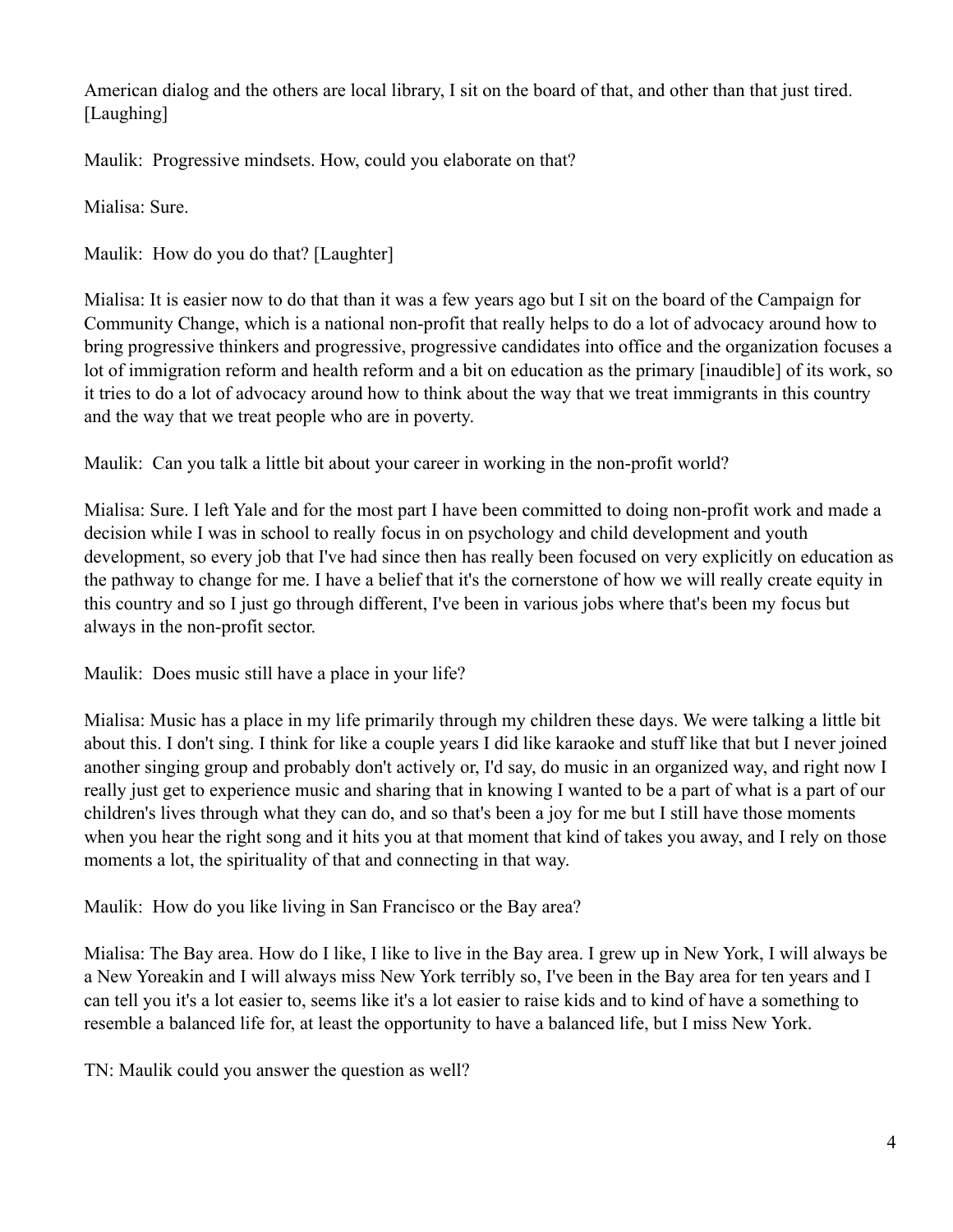American dialog and the others are local library, I sit on the board of that, and other than that just tired. [Laughing]

Maulik: Progressive mindsets. How, could you elaborate on that?

Mialisa: Sure.

Maulik: How do you do that? [Laughter]

Mialisa: It is easier now to do that than it was a few years ago but I sit on the board of the Campaign for Community Change, which is a national non-profit that really helps to do a lot of advocacy around how to bring progressive thinkers and progressive, progressive candidates into office and the organization focuses a lot of immigration reform and health reform and a bit on education as the primary [inaudible] of its work, so it tries to do a lot of advocacy around how to think about the way that we treat immigrants in this country and the way that we treat people who are in poverty.

Maulik: Can you talk a little bit about your career in working in the non-profit world?

Mialisa: Sure. I left Yale and for the most part I have been committed to doing non-profit work and made a decision while I was in school to really focus in on psychology and child development and youth development, so every job that I've had since then has really been focused on very explicitly on education as the pathway to change for me. I have a belief that it's the cornerstone of how we will really create equity in this country and so I just go through different, I've been in various jobs where that's been my focus but always in the non-profit sector.

Maulik: Does music still have a place in your life?

Mialisa: Music has a place in my life primarily through my children these days. We were talking a little bit about this. I don't sing. I think for like a couple years I did like karaoke and stuff like that but I never joined another singing group and probably don't actively or, I'd say, do music in an organized way, and right now I really just get to experience music and sharing that in knowing I wanted to be a part of what is a part of our children's lives through what they can do, and so that's been a joy for me but I still have those moments when you hear the right song and it hits you at that moment that kind of takes you away, and I rely on those moments a lot, the spirituality of that and connecting in that way.

Maulik: How do you like living in San Francisco or the Bay area?

Mialisa: The Bay area. How do I like, I like to live in the Bay area. I grew up in New York, I will always be a New Yoreakin and I will always miss New York terribly so, I've been in the Bay area for ten years and I can tell you it's a lot easier to, seems like it's a lot easier to raise kids and to kind of have a something to resemble a balanced life for, at least the opportunity to have a balanced life, but I miss New York.

TN: Maulik could you answer the question as well?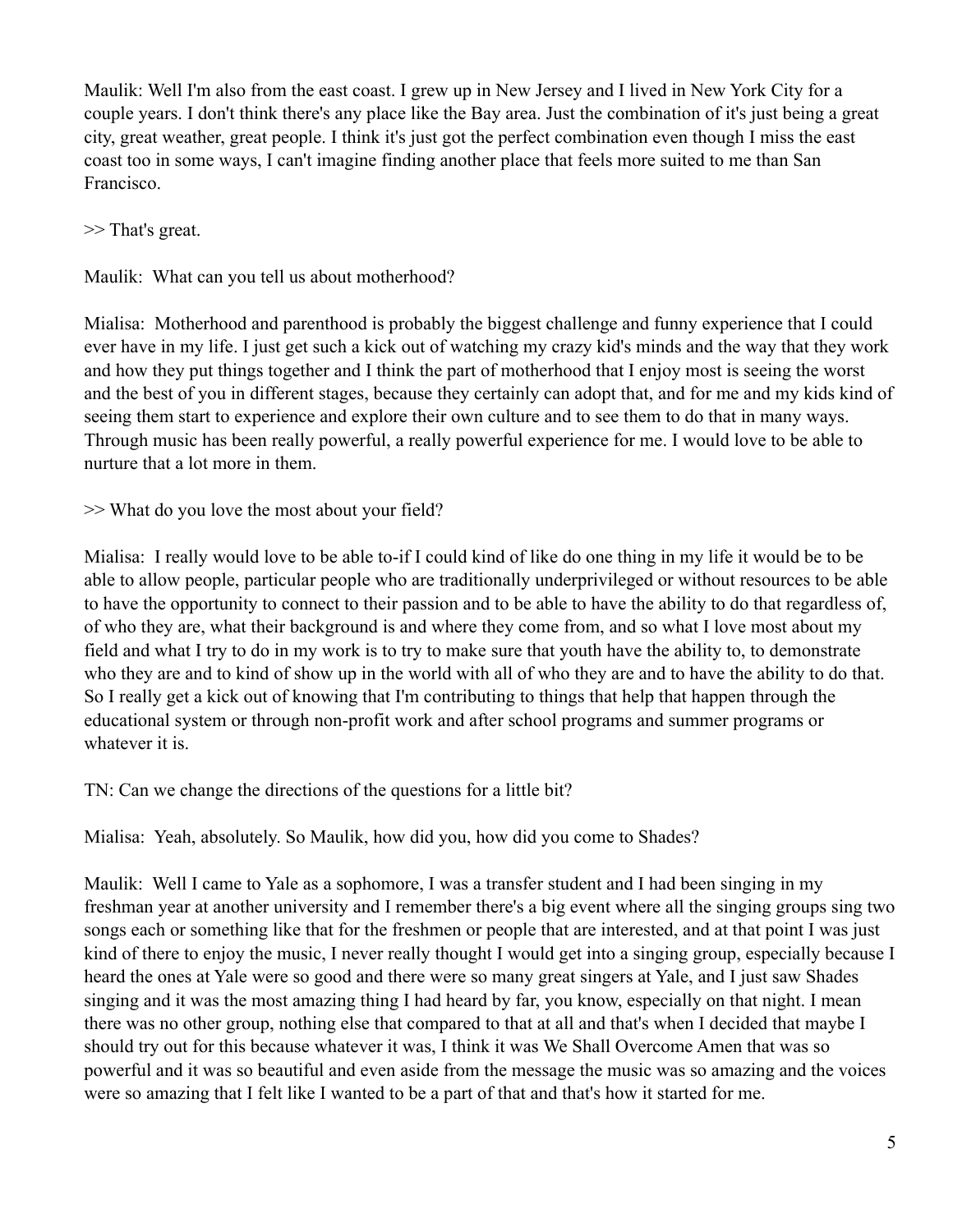Maulik: Well I'm also from the east coast. I grew up in New Jersey and I lived in New York City for a couple years. I don't think there's any place like the Bay area. Just the combination of it's just being a great city, great weather, great people. I think it's just got the perfect combination even though I miss the east coast too in some ways, I can't imagine finding another place that feels more suited to me than San Francisco.

>> That's great.

Maulik: What can you tell us about motherhood?

Mialisa: Motherhood and parenthood is probably the biggest challenge and funny experience that I could ever have in my life. I just get such a kick out of watching my crazy kid's minds and the way that they work and how they put things together and I think the part of motherhood that I enjoy most is seeing the worst and the best of you in different stages, because they certainly can adopt that, and for me and my kids kind of seeing them start to experience and explore their own culture and to see them to do that in many ways. Through music has been really powerful, a really powerful experience for me. I would love to be able to nurture that a lot more in them.

>> What do you love the most about your field?

Mialisa: I really would love to be able to-if I could kind of like do one thing in my life it would be to be able to allow people, particular people who are traditionally underprivileged or without resources to be able to have the opportunity to connect to their passion and to be able to have the ability to do that regardless of, of who they are, what their background is and where they come from, and so what I love most about my field and what I try to do in my work is to try to make sure that youth have the ability to, to demonstrate who they are and to kind of show up in the world with all of who they are and to have the ability to do that. So I really get a kick out of knowing that I'm contributing to things that help that happen through the educational system or through non-profit work and after school programs and summer programs or whatever it is.

TN: Can we change the directions of the questions for a little bit?

Mialisa: Yeah, absolutely. So Maulik, how did you, how did you come to Shades?

Maulik: Well I came to Yale as a sophomore, I was a transfer student and I had been singing in my freshman year at another university and I remember there's a big event where all the singing groups sing two songs each or something like that for the freshmen or people that are interested, and at that point I was just kind of there to enjoy the music, I never really thought I would get into a singing group, especially because I heard the ones at Yale were so good and there were so many great singers at Yale, and I just saw Shades singing and it was the most amazing thing I had heard by far, you know, especially on that night. I mean there was no other group, nothing else that compared to that at all and that's when I decided that maybe I should try out for this because whatever it was, I think it was We Shall Overcome Amen that was so powerful and it was so beautiful and even aside from the message the music was so amazing and the voices were so amazing that I felt like I wanted to be a part of that and that's how it started for me.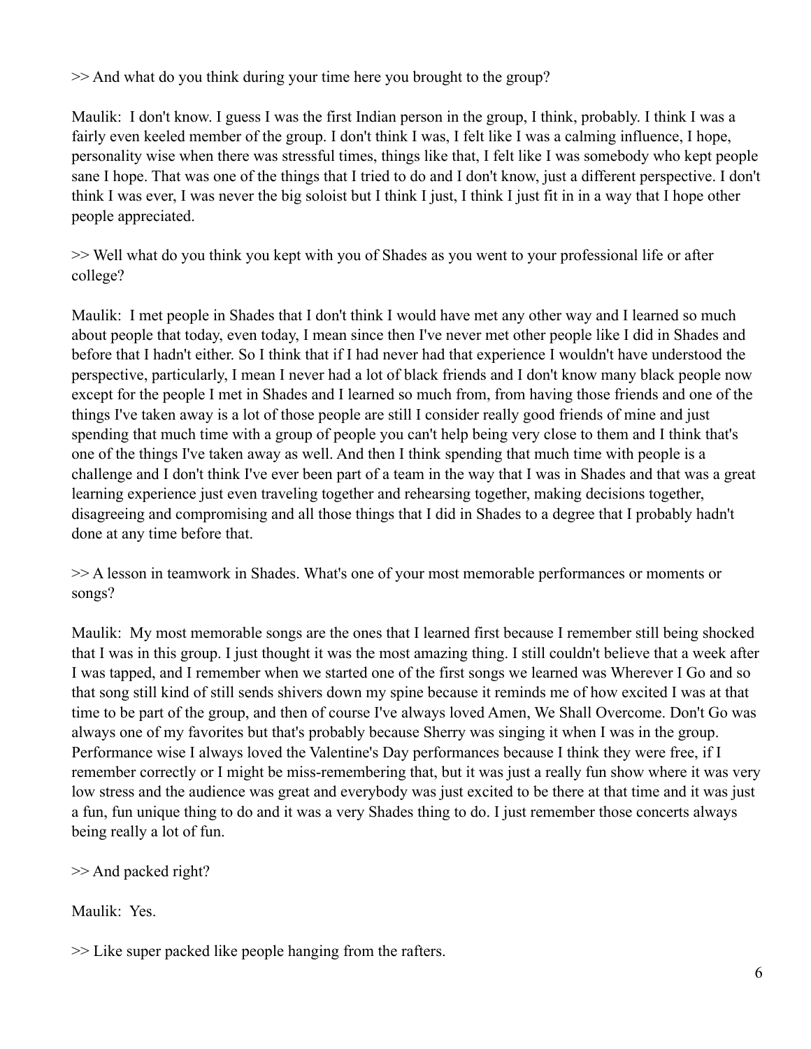>> And what do you think during your time here you brought to the group?

Maulik: I don't know. I guess I was the first Indian person in the group, I think, probably. I think I was a fairly even keeled member of the group. I don't think I was, I felt like I was a calming influence, I hope, personality wise when there was stressful times, things like that, I felt like I was somebody who kept people sane I hope. That was one of the things that I tried to do and I don't know, just a different perspective. I don't think I was ever, I was never the big soloist but I think I just, I think I just fit in in a way that I hope other people appreciated.

>> Well what do you think you kept with you of Shades as you went to your professional life or after college?

Maulik: I met people in Shades that I don't think I would have met any other way and I learned so much about people that today, even today, I mean since then I've never met other people like I did in Shades and before that I hadn't either. So I think that if I had never had that experience I wouldn't have understood the perspective, particularly, I mean I never had a lot of black friends and I don't know many black people now except for the people I met in Shades and I learned so much from, from having those friends and one of the things I've taken away is a lot of those people are still I consider really good friends of mine and just spending that much time with a group of people you can't help being very close to them and I think that's one of the things I've taken away as well. And then I think spending that much time with people is a challenge and I don't think I've ever been part of a team in the way that I was in Shades and that was a great learning experience just even traveling together and rehearsing together, making decisions together, disagreeing and compromising and all those things that I did in Shades to a degree that I probably hadn't done at any time before that.

>> A lesson in teamwork in Shades. What's one of your most memorable performances or moments or songs?

Maulik: My most memorable songs are the ones that I learned first because I remember still being shocked that I was in this group. I just thought it was the most amazing thing. I still couldn't believe that a week after I was tapped, and I remember when we started one of the first songs we learned was Wherever I Go and so that song still kind of still sends shivers down my spine because it reminds me of how excited I was at that time to be part of the group, and then of course I've always loved Amen, We Shall Overcome. Don't Go was always one of my favorites but that's probably because Sherry was singing it when I was in the group. Performance wise I always loved the Valentine's Day performances because I think they were free, if I remember correctly or I might be miss-remembering that, but it was just a really fun show where it was very low stress and the audience was great and everybody was just excited to be there at that time and it was just a fun, fun unique thing to do and it was a very Shades thing to do. I just remember those concerts always being really a lot of fun.

>> And packed right?

Maulik: Yes.

>> Like super packed like people hanging from the rafters.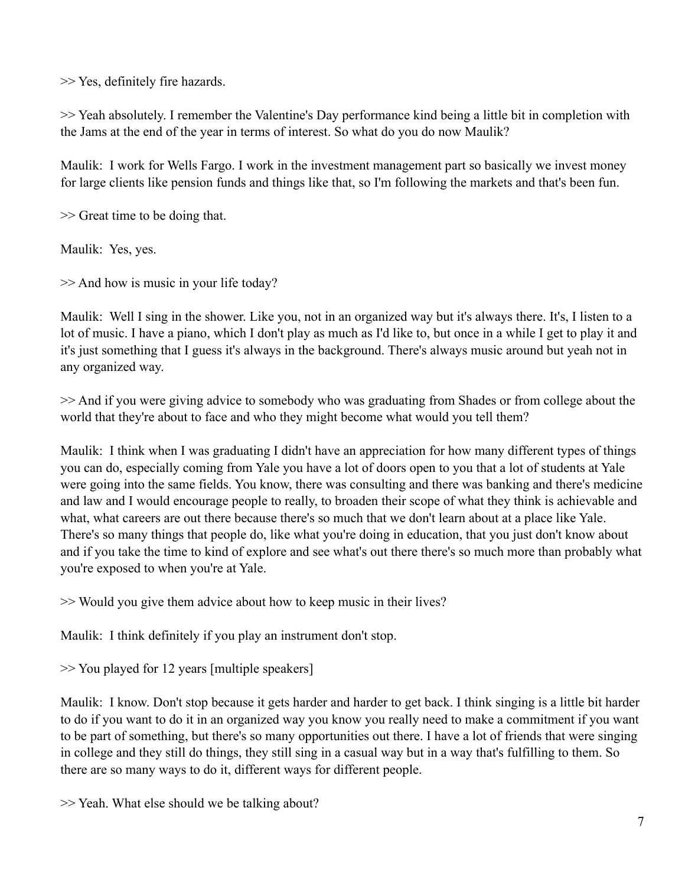>> Yes, definitely fire hazards.

>> Yeah absolutely. I remember the Valentine's Day performance kind being a little bit in completion with the Jams at the end of the year in terms of interest. So what do you do now Maulik?

Maulik: I work for Wells Fargo. I work in the investment management part so basically we invest money for large clients like pension funds and things like that, so I'm following the markets and that's been fun.

>> Great time to be doing that.

Maulik: Yes, yes.

>> And how is music in your life today?

Maulik: Well I sing in the shower. Like you, not in an organized way but it's always there. It's, I listen to a lot of music. I have a piano, which I don't play as much as I'd like to, but once in a while I get to play it and it's just something that I guess it's always in the background. There's always music around but yeah not in any organized way.

>> And if you were giving advice to somebody who was graduating from Shades or from college about the world that they're about to face and who they might become what would you tell them?

Maulik: I think when I was graduating I didn't have an appreciation for how many different types of things you can do, especially coming from Yale you have a lot of doors open to you that a lot of students at Yale were going into the same fields. You know, there was consulting and there was banking and there's medicine and law and I would encourage people to really, to broaden their scope of what they think is achievable and what, what careers are out there because there's so much that we don't learn about at a place like Yale. There's so many things that people do, like what you're doing in education, that you just don't know about and if you take the time to kind of explore and see what's out there there's so much more than probably what you're exposed to when you're at Yale.

>> Would you give them advice about how to keep music in their lives?

Maulik: I think definitely if you play an instrument don't stop.

>> You played for 12 years [multiple speakers]

Maulik: I know. Don't stop because it gets harder and harder to get back. I think singing is a little bit harder to do if you want to do it in an organized way you know you really need to make a commitment if you want to be part of something, but there's so many opportunities out there. I have a lot of friends that were singing in college and they still do things, they still sing in a casual way but in a way that's fulfilling to them. So there are so many ways to do it, different ways for different people.

>> Yeah. What else should we be talking about?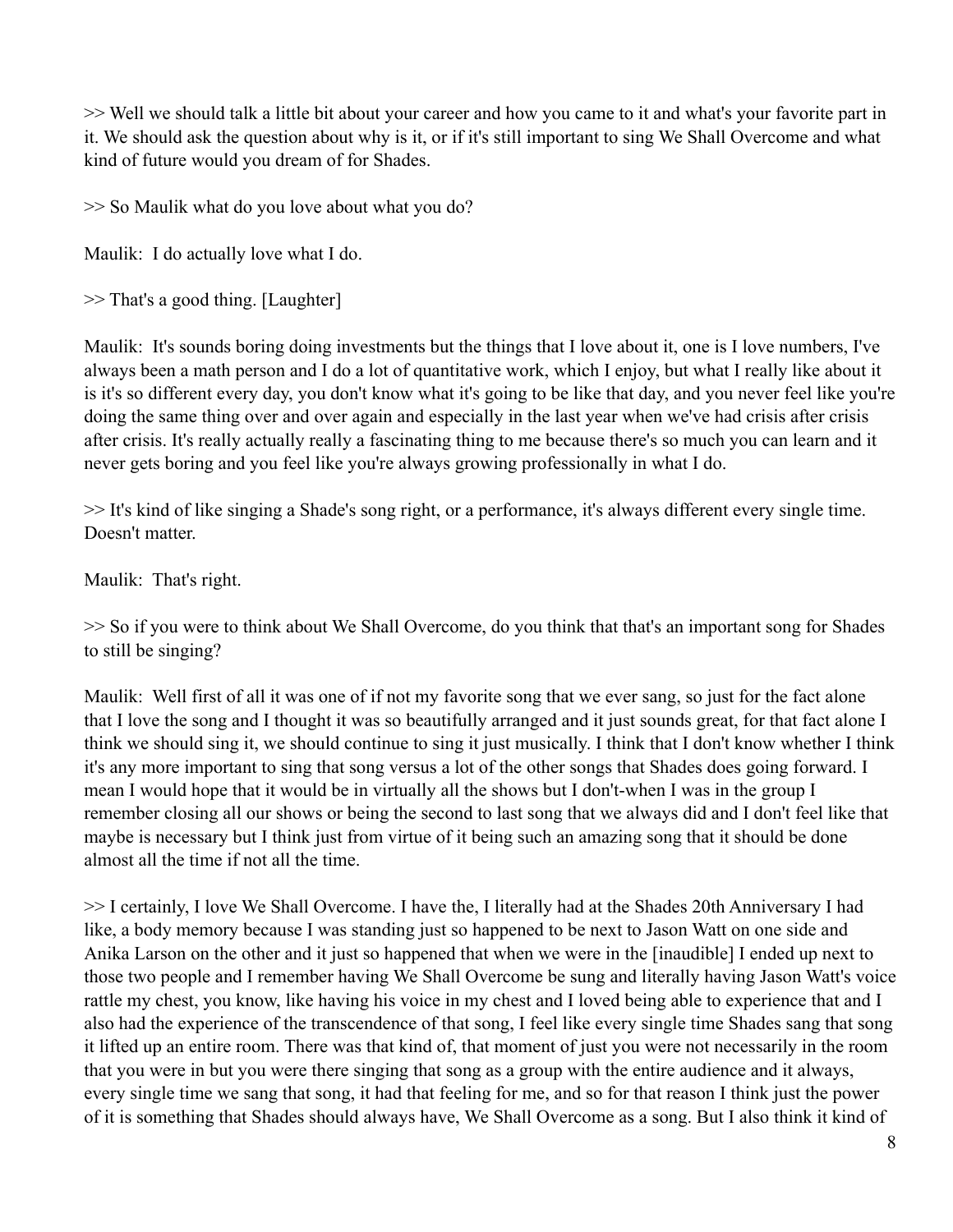>> Well we should talk a little bit about your career and how you came to it and what's your favorite part in it. We should ask the question about why is it, or if it's still important to sing We Shall Overcome and what kind of future would you dream of for Shades.

>> So Maulik what do you love about what you do?

Maulik: I do actually love what I do.

>> That's a good thing. [Laughter]

Maulik: It's sounds boring doing investments but the things that I love about it, one is I love numbers, I've always been a math person and I do a lot of quantitative work, which I enjoy, but what I really like about it is it's so different every day, you don't know what it's going to be like that day, and you never feel like you're doing the same thing over and over again and especially in the last year when we've had crisis after crisis after crisis. It's really actually really a fascinating thing to me because there's so much you can learn and it never gets boring and you feel like you're always growing professionally in what I do.

>> It's kind of like singing a Shade's song right, or a performance, it's always different every single time. Doesn't matter.

Maulik: That's right.

>> So if you were to think about We Shall Overcome, do you think that that's an important song for Shades to still be singing?

Maulik: Well first of all it was one of if not my favorite song that we ever sang, so just for the fact alone that I love the song and I thought it was so beautifully arranged and it just sounds great, for that fact alone I think we should sing it, we should continue to sing it just musically. I think that I don't know whether I think it's any more important to sing that song versus a lot of the other songs that Shades does going forward. I mean I would hope that it would be in virtually all the shows but I don't-when I was in the group I remember closing all our shows or being the second to last song that we always did and I don't feel like that maybe is necessary but I think just from virtue of it being such an amazing song that it should be done almost all the time if not all the time.

>> I certainly, I love We Shall Overcome. I have the, I literally had at the Shades 20th Anniversary I had like, a body memory because I was standing just so happened to be next to Jason Watt on one side and Anika Larson on the other and it just so happened that when we were in the [inaudible] I ended up next to those two people and I remember having We Shall Overcome be sung and literally having Jason Watt's voice rattle my chest, you know, like having his voice in my chest and I loved being able to experience that and I also had the experience of the transcendence of that song, I feel like every single time Shades sang that song it lifted up an entire room. There was that kind of, that moment of just you were not necessarily in the room that you were in but you were there singing that song as a group with the entire audience and it always, every single time we sang that song, it had that feeling for me, and so for that reason I think just the power of it is something that Shades should always have, We Shall Overcome as a song. But I also think it kind of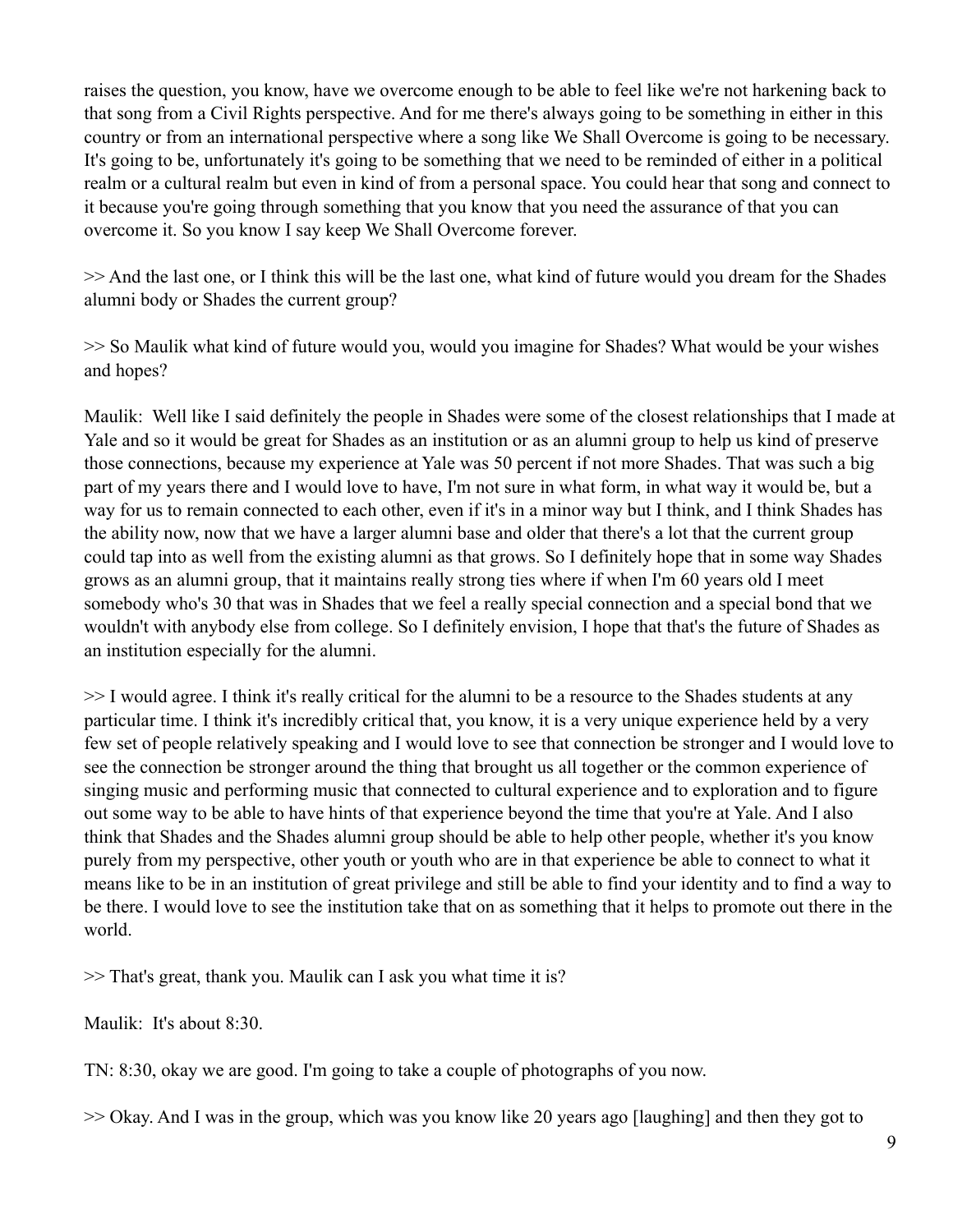raises the question, you know, have we overcome enough to be able to feel like we're not harkening back to that song from a Civil Rights perspective. And for me there's always going to be something in either in this country or from an international perspective where a song like We Shall Overcome is going to be necessary. It's going to be, unfortunately it's going to be something that we need to be reminded of either in a political realm or a cultural realm but even in kind of from a personal space. You could hear that song and connect to it because you're going through something that you know that you need the assurance of that you can overcome it. So you know I say keep We Shall Overcome forever.

>> And the last one, or I think this will be the last one, what kind of future would you dream for the Shades alumni body or Shades the current group?

>> So Maulik what kind of future would you, would you imagine for Shades? What would be your wishes and hopes?

Maulik: Well like I said definitely the people in Shades were some of the closest relationships that I made at Yale and so it would be great for Shades as an institution or as an alumni group to help us kind of preserve those connections, because my experience at Yale was 50 percent if not more Shades. That was such a big part of my years there and I would love to have, I'm not sure in what form, in what way it would be, but a way for us to remain connected to each other, even if it's in a minor way but I think, and I think Shades has the ability now, now that we have a larger alumni base and older that there's a lot that the current group could tap into as well from the existing alumni as that grows. So I definitely hope that in some way Shades grows as an alumni group, that it maintains really strong ties where if when I'm 60 years old I meet somebody who's 30 that was in Shades that we feel a really special connection and a special bond that we wouldn't with anybody else from college. So I definitely envision, I hope that that's the future of Shades as an institution especially for the alumni.

>> I would agree. I think it's really critical for the alumni to be a resource to the Shades students at any particular time. I think it's incredibly critical that, you know, it is a very unique experience held by a very few set of people relatively speaking and I would love to see that connection be stronger and I would love to see the connection be stronger around the thing that brought us all together or the common experience of singing music and performing music that connected to cultural experience and to exploration and to figure out some way to be able to have hints of that experience beyond the time that you're at Yale. And I also think that Shades and the Shades alumni group should be able to help other people, whether it's you know purely from my perspective, other youth or youth who are in that experience be able to connect to what it means like to be in an institution of great privilege and still be able to find your identity and to find a way to be there. I would love to see the institution take that on as something that it helps to promote out there in the world.

>> That's great, thank you. Maulik can I ask you what time it is?

Maulik: It's about 8:30.

TN: 8:30, okay we are good. I'm going to take a couple of photographs of you now.

>> Okay. And I was in the group, which was you know like 20 years ago [laughing] and then they got to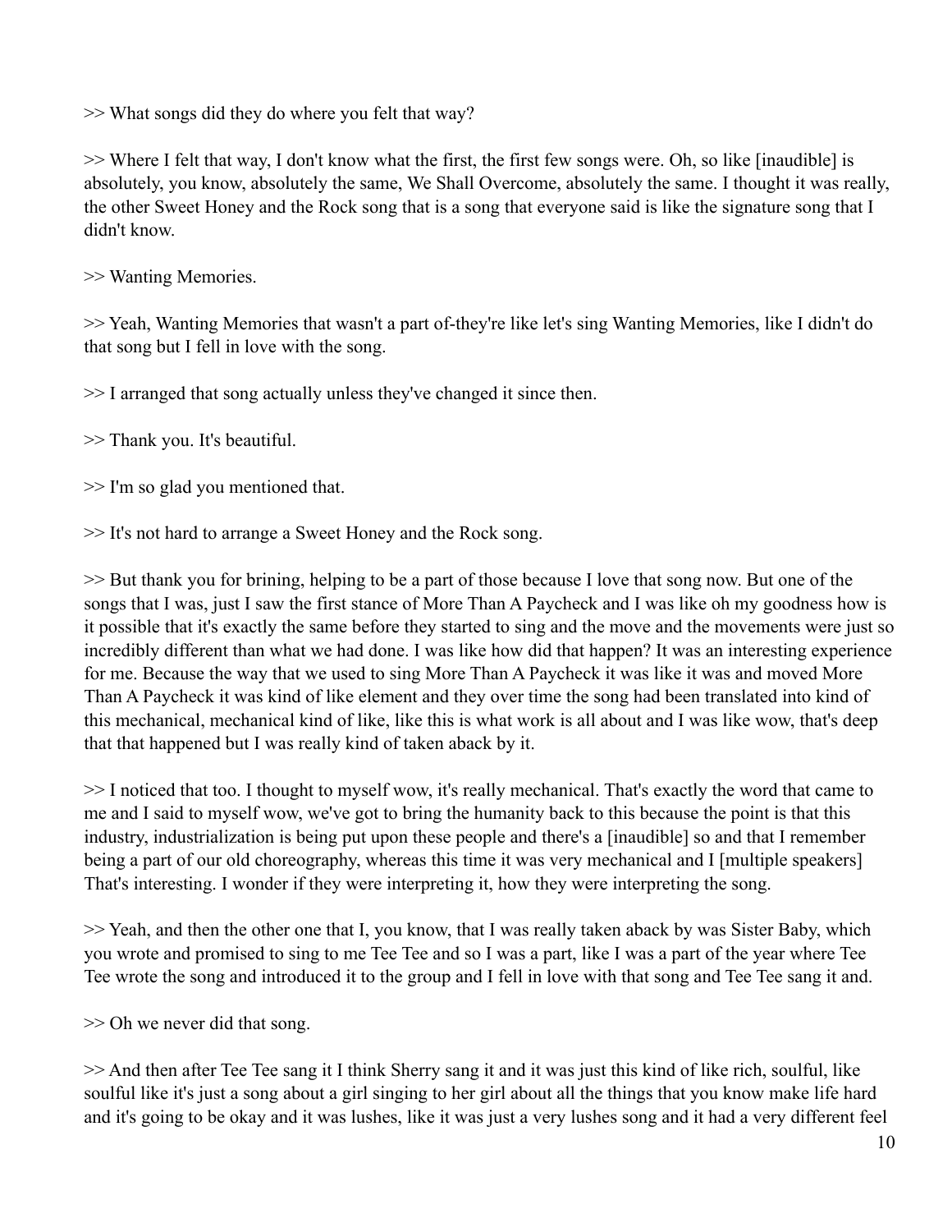>> What songs did they do where you felt that way?

>> Where I felt that way, I don't know what the first, the first few songs were. Oh, so like [inaudible] is absolutely, you know, absolutely the same, We Shall Overcome, absolutely the same. I thought it was really, the other Sweet Honey and the Rock song that is a song that everyone said is like the signature song that I didn't know.

>> Wanting Memories.

>> Yeah, Wanting Memories that wasn't a part of-they're like let's sing Wanting Memories, like I didn't do that song but I fell in love with the song.

>> I arranged that song actually unless they've changed it since then.

>> Thank you. It's beautiful.

>> I'm so glad you mentioned that.

>> It's not hard to arrange a Sweet Honey and the Rock song.

>> But thank you for brining, helping to be a part of those because I love that song now. But one of the songs that I was, just I saw the first stance of More Than A Paycheck and I was like oh my goodness how is it possible that it's exactly the same before they started to sing and the move and the movements were just so incredibly different than what we had done. I was like how did that happen? It was an interesting experience for me. Because the way that we used to sing More Than A Paycheck it was like it was and moved More Than A Paycheck it was kind of like element and they over time the song had been translated into kind of this mechanical, mechanical kind of like, like this is what work is all about and I was like wow, that's deep that that happened but I was really kind of taken aback by it.

>> I noticed that too. I thought to myself wow, it's really mechanical. That's exactly the word that came to me and I said to myself wow, we've got to bring the humanity back to this because the point is that this industry, industrialization is being put upon these people and there's a [inaudible] so and that I remember being a part of our old choreography, whereas this time it was very mechanical and I [multiple speakers] That's interesting. I wonder if they were interpreting it, how they were interpreting the song.

>> Yeah, and then the other one that I, you know, that I was really taken aback by was Sister Baby, which you wrote and promised to sing to me Tee Tee and so I was a part, like I was a part of the year where Tee Tee wrote the song and introduced it to the group and I fell in love with that song and Tee Tee sang it and.

>> Oh we never did that song.

>> And then after Tee Tee sang it I think Sherry sang it and it was just this kind of like rich, soulful, like soulful like it's just a song about a girl singing to her girl about all the things that you know make life hard and it's going to be okay and it was lushes, like it was just a very lushes song and it had a very different feel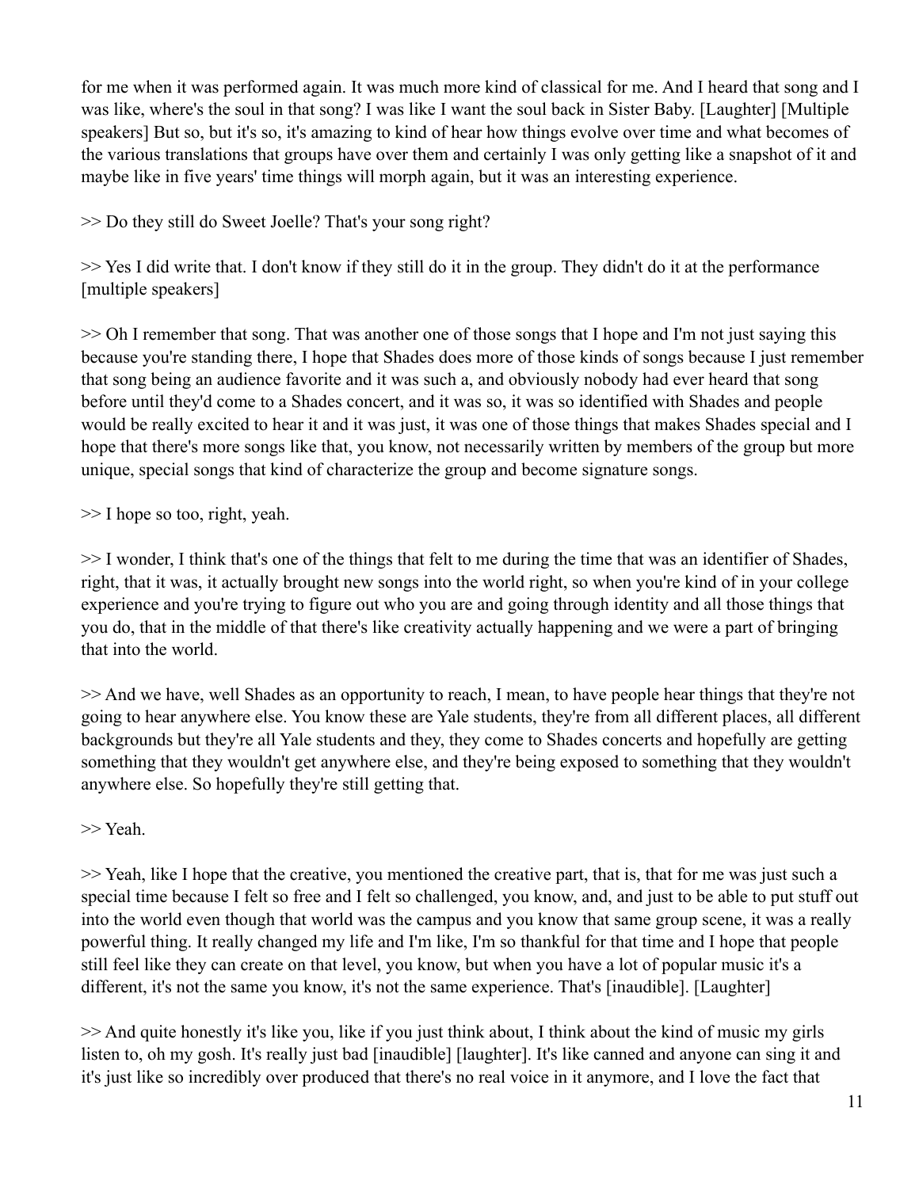for me when it was performed again. It was much more kind of classical for me. And I heard that song and I was like, where's the soul in that song? I was like I want the soul back in Sister Baby. [Laughter] [Multiple speakers] But so, but it's so, it's amazing to kind of hear how things evolve over time and what becomes of the various translations that groups have over them and certainly I was only getting like a snapshot of it and maybe like in five years' time things will morph again, but it was an interesting experience.

>> Do they still do Sweet Joelle? That's your song right?

>> Yes I did write that. I don't know if they still do it in the group. They didn't do it at the performance [multiple speakers]

>> Oh I remember that song. That was another one of those songs that I hope and I'm not just saying this because you're standing there, I hope that Shades does more of those kinds of songs because I just remember that song being an audience favorite and it was such a, and obviously nobody had ever heard that song before until they'd come to a Shades concert, and it was so, it was so identified with Shades and people would be really excited to hear it and it was just, it was one of those things that makes Shades special and I hope that there's more songs like that, you know, not necessarily written by members of the group but more unique, special songs that kind of characterize the group and become signature songs.

>> I hope so too, right, yeah.

>> I wonder, I think that's one of the things that felt to me during the time that was an identifier of Shades, right, that it was, it actually brought new songs into the world right, so when you're kind of in your college experience and you're trying to figure out who you are and going through identity and all those things that you do, that in the middle of that there's like creativity actually happening and we were a part of bringing that into the world.

>> And we have, well Shades as an opportunity to reach, I mean, to have people hear things that they're not going to hear anywhere else. You know these are Yale students, they're from all different places, all different backgrounds but they're all Yale students and they, they come to Shades concerts and hopefully are getting something that they wouldn't get anywhere else, and they're being exposed to something that they wouldn't anywhere else. So hopefully they're still getting that.

>> Yeah.

>> Yeah, like I hope that the creative, you mentioned the creative part, that is, that for me was just such a special time because I felt so free and I felt so challenged, you know, and, and just to be able to put stuff out into the world even though that world was the campus and you know that same group scene, it was a really powerful thing. It really changed my life and I'm like, I'm so thankful for that time and I hope that people still feel like they can create on that level, you know, but when you have a lot of popular music it's a different, it's not the same you know, it's not the same experience. That's [inaudible]. [Laughter]

>> And quite honestly it's like you, like if you just think about, I think about the kind of music my girls listen to, oh my gosh. It's really just bad [inaudible] [laughter]. It's like canned and anyone can sing it and it's just like so incredibly over produced that there's no real voice in it anymore, and I love the fact that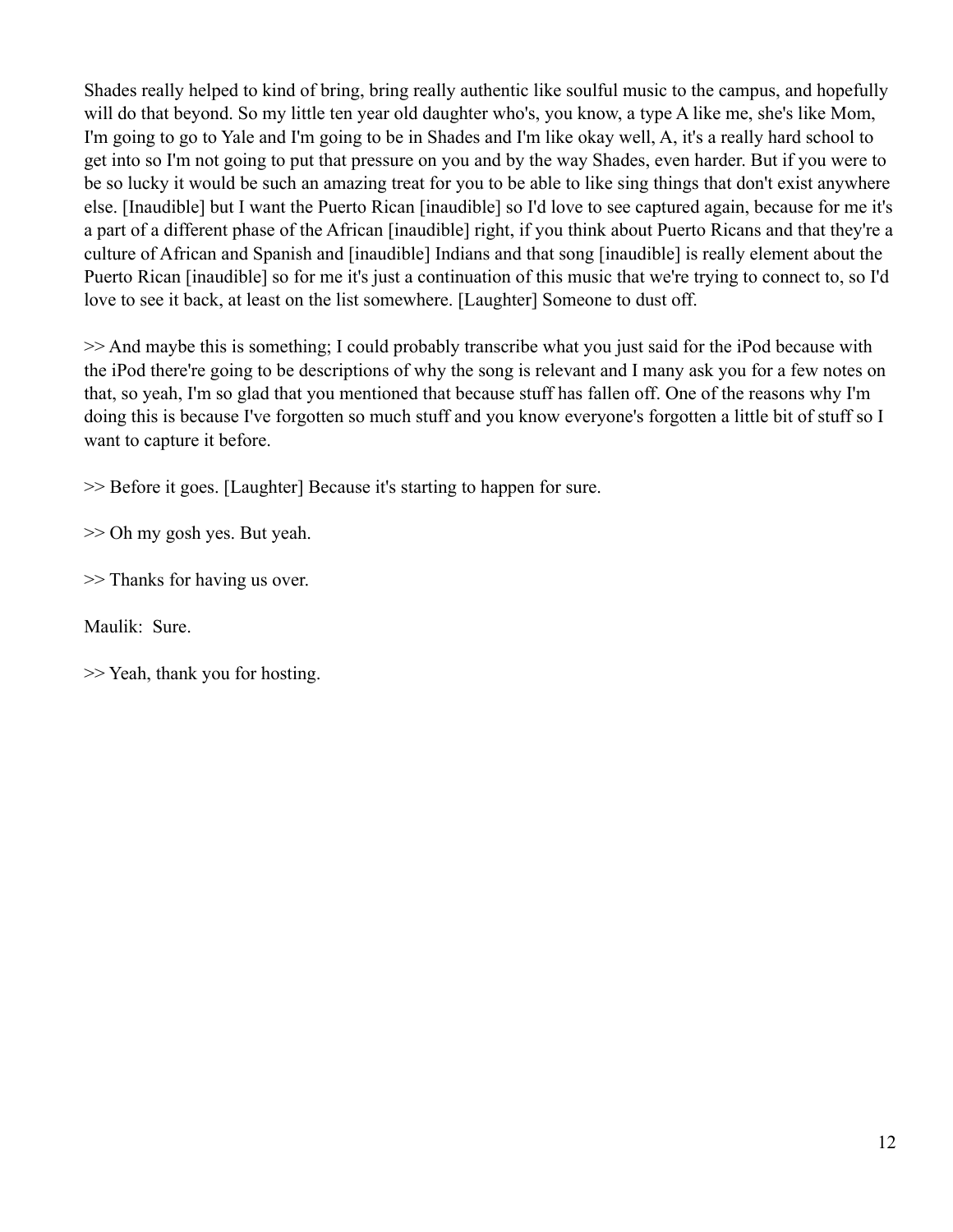Shades really helped to kind of bring, bring really authentic like soulful music to the campus, and hopefully will do that beyond. So my little ten year old daughter who's, you know, a type A like me, she's like Mom, I'm going to go to Yale and I'm going to be in Shades and I'm like okay well, A, it's a really hard school to get into so I'm not going to put that pressure on you and by the way Shades, even harder. But if you were to be so lucky it would be such an amazing treat for you to be able to like sing things that don't exist anywhere else. [Inaudible] but I want the Puerto Rican [inaudible] so I'd love to see captured again, because for me it's a part of a different phase of the African [inaudible] right, if you think about Puerto Ricans and that they're a culture of African and Spanish and [inaudible] Indians and that song [inaudible] is really element about the Puerto Rican [inaudible] so for me it's just a continuation of this music that we're trying to connect to, so I'd love to see it back, at least on the list somewhere. [Laughter] Someone to dust off.

>> And maybe this is something; I could probably transcribe what you just said for the iPod because with the iPod there're going to be descriptions of why the song is relevant and I many ask you for a few notes on that, so yeah, I'm so glad that you mentioned that because stuff has fallen off. One of the reasons why I'm doing this is because I've forgotten so much stuff and you know everyone's forgotten a little bit of stuff so I want to capture it before.

>> Before it goes. [Laughter] Because it's starting to happen for sure.

>> Oh my gosh yes. But yeah.

>> Thanks for having us over.

Maulik: Sure.

>> Yeah, thank you for hosting.